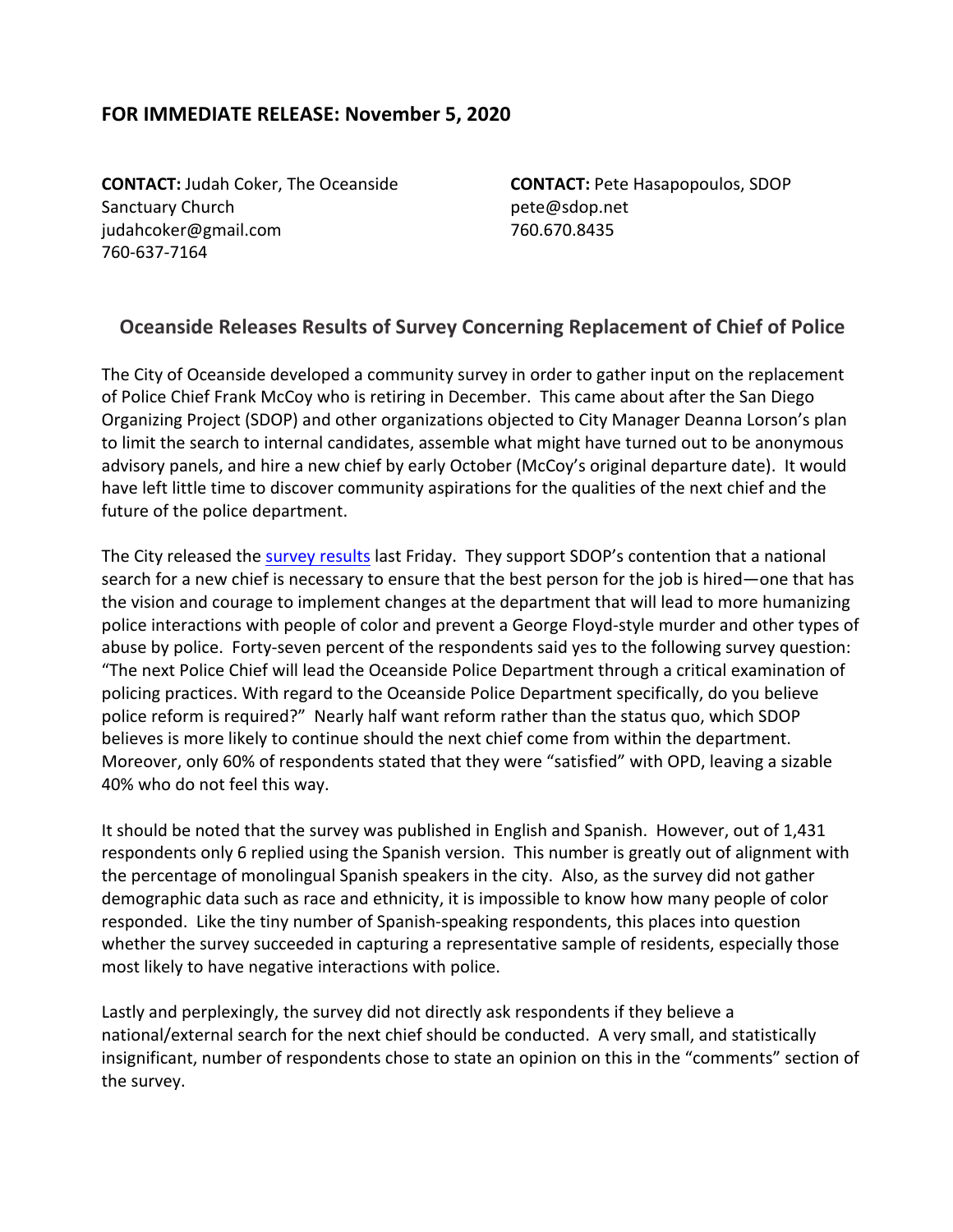**FOR IMMEDIATE RELEASE: November 5, 2020**

**CONTACT:** Judah Coker, The Oceanside Sanctuary Church
judahcoker@gmail.com
760-637-7164

**CONTACT:** Pete Hasapopoulos, SDOP
pete@sdop.net
760.670.8435

## Oceanside Releases Results of Survey Concerning Replacement of Chief of Police

The City of Oceanside developed a community survey in order to gather input on the replacement of Police Chief Frank McCoy who is retiring in December. This came about after the San Diego Organizing Project (SDOP) and other organizations objected to City Manager Deanna Lorson's plan to limit the search to internal candidates, assemble what might have turned out to be anonymous advisory panels, and hire a new chief by early October (McCoy's original departure date). It would have left little time to discover community aspirations for the qualities of the next chief and the future of the police department.

The City released the survey results last Friday. They support SDOP's contention that a national search for a new chief is necessary to ensure that the best person for the job is hired—one that has the vision and courage to implement changes at the department that will lead to more humanizing police interactions with people of color and prevent a George Floyd-style murder and other types of abuse by police. Forty-seven percent of the respondents said yes to the following survey question: "The next Police Chief will lead the Oceanside Police Department through a critical examination of policing practices. With regard to the Oceanside Police Department specifically, do you believe police reform is required?" Nearly half want reform rather than the status quo, which SDOP believes is more likely to continue should the next chief come from within the department. Moreover, only 60% of respondents stated that they were "satisfied" with OPD, leaving a sizable 40% who do not feel this way.

It should be noted that the survey was published in English and Spanish. However, out of 1,431 respondents only 6 replied using the Spanish version. This number is greatly out of alignment with the percentage of monolingual Spanish speakers in the city. Also, as the survey did not gather demographic data such as race and ethnicity, it is impossible to know how many people of color responded. Like the tiny number of Spanish-speaking respondents, this places into question whether the survey succeeded in capturing a representative sample of residents, especially those most likely to have negative interactions with police.

Lastly and perplexingly, the survey did not directly ask respondents if they believe a national/external search for the next chief should be conducted. A very small, and statistically insignificant, number of respondents chose to state an opinion on this in the "comments" section of the survey.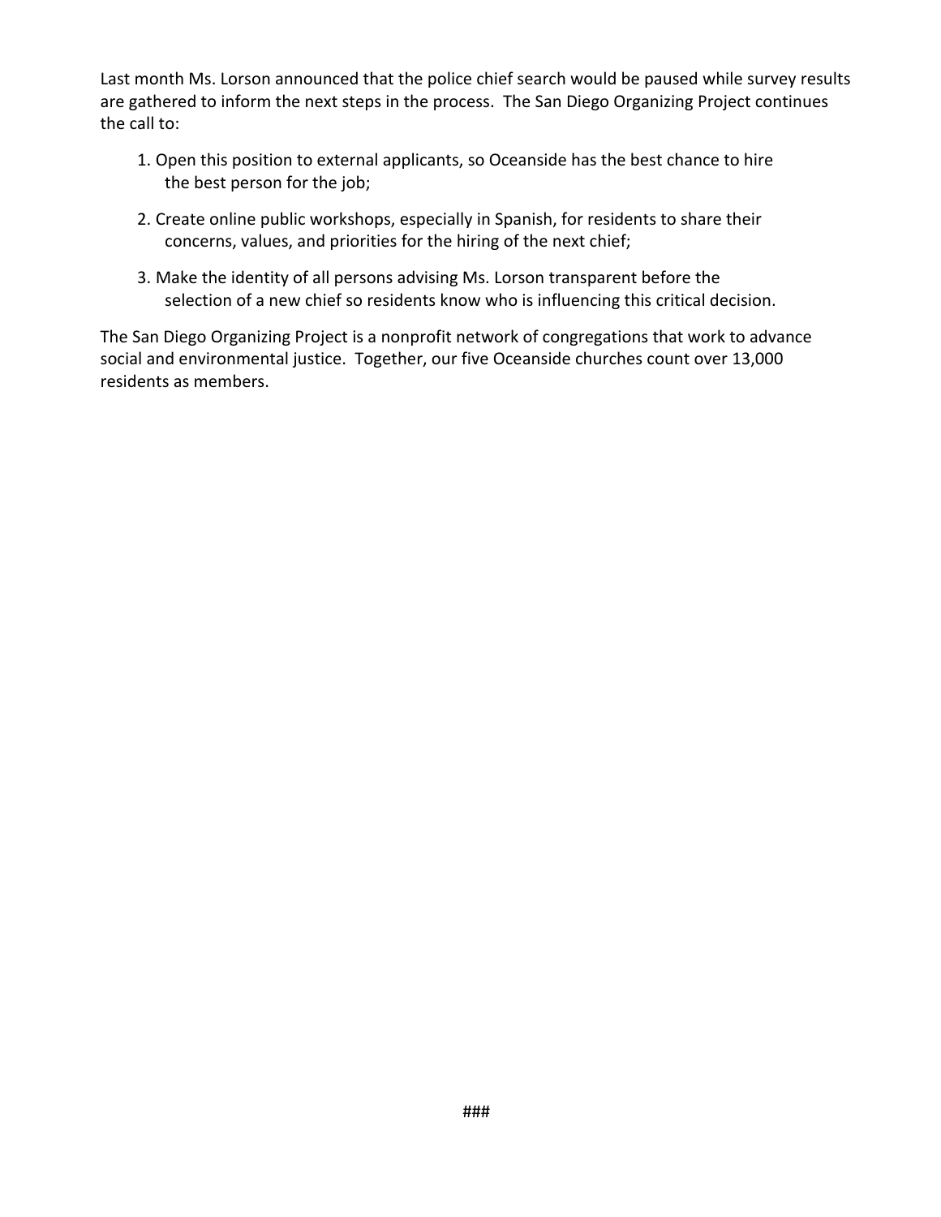Last month Ms. Lorson announced that the police chief search would be paused while survey results are gathered to inform the next steps in the process. The San Diego Organizing Project continues the call to:

1. Open this position to external applicants, so Oceanside has the best chance to hire the best person for the job;
2. Create online public workshops, especially in Spanish, for residents to share their concerns, values, and priorities for the hiring of the next chief;
3. Make the identity of all persons advising Ms. Lorson transparent before the selection of a new chief so residents know who is influencing this critical decision.

The San Diego Organizing Project is a nonprofit network of congregations that work to advance social and environmental justice. Together, our five Oceanside churches count over 13,000 residents as members.

###